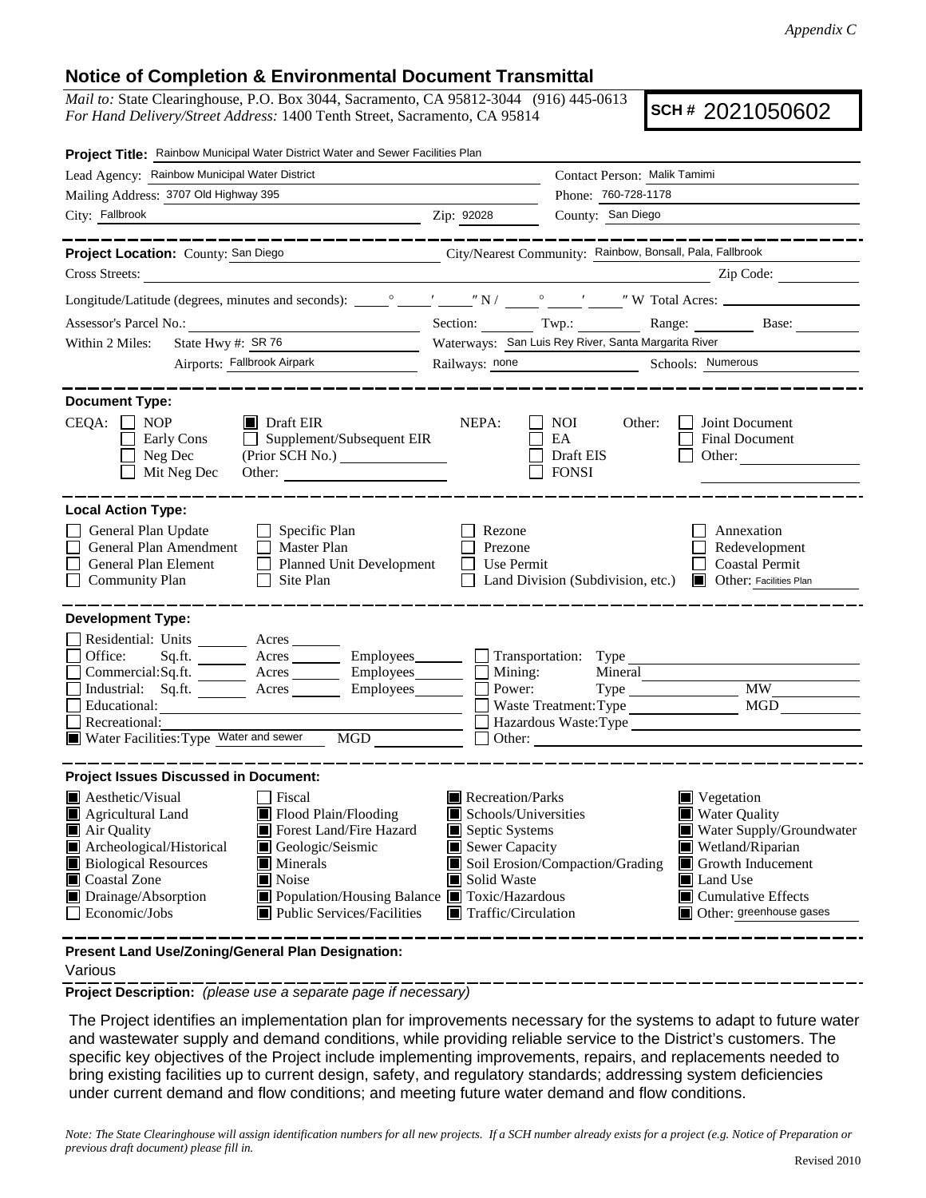*Appendix C*

## Notice of Completion & Environmental Document Transmittal

*Mail to:* State Clearinghouse, P.O. Box 3044, Sacramento, CA 95812-3044 (916) 445-0613
*For Hand Delivery/Street Address:* 1400 Tenth Street, Sacramento, CA 95814

**SCH # 2021050602**

**Project Title:** Rainbow Municipal Water District Water and Sewer Facilities Plan

Lead Agency: Rainbow Municipal Water District — Contact Person: Malik Tamimi

Mailing Address: 3707 Old Highway 395 — Phone: 760-728-1178

City: Fallbrook — Zip: 92028 — County: San Diego

---

**Project Location:** County: San Diego — City/Nearest Community: Rainbow, Bonsall, Pala, Fallbrook

Cross Streets: — Zip Code:

Longitude/Latitude (degrees, minutes and seconds): ___° ___′ ___″ N / ___° ___′ ___″ W Total Acres:

Assessor's Parcel No.: — Section: — Twp.: — Range: — Base:

Within 2 Miles: State Hwy #: SR 76 — Waterways: San Luis Rey River, Santa Margarita River

Airports: Fallbrook Airpark — Railways: none — Schools: Numerous

---

**Document Type:**

CEQA: ☐ NOP ☐ Early Cons ☐ Neg Dec ☐ Mit Neg Dec ■ Draft EIR ☐ Supplement/Subsequent EIR (Prior SCH No.) ___ Other: ___

NEPA: ☐ NOI ☐ EA ☐ Draft EIS ☐ FONSI

Other: ☐ Joint Document ☐ Final Document ☐ Other: ___

---

**Local Action Type:**

☐ General Plan Update ☐ General Plan Amendment ☐ General Plan Element ☐ Community Plan ☐ Specific Plan ☐ Master Plan ☐ Planned Unit Development ☐ Site Plan ☐ Rezone ☐ Prezone ☐ Use Permit ☐ Land Division (Subdivision, etc.) ☐ Annexation ☐ Redevelopment ☐ Coastal Permit ■ Other: Facilities Plan

---

**Development Type:**

☐ Residential: Units ___ Acres ___
☐ Office: Sq.ft. ___ Acres ___ Employees ___
☐ Commercial: Sq.ft. ___ Acres ___ Employees ___
☐ Industrial: Sq.ft. ___ Acres ___ Employees ___
☐ Educational: ___
☐ Recreational: ___
■ Water Facilities: Type Water and sewer MGD ___
☐ Transportation: Type ___
☐ Mining: Mineral ___
☐ Power: Type ___ MW ___
☐ Waste Treatment: Type ___ MGD ___
☐ Hazardous Waste: Type ___
☐ Other: ___

---

**Project Issues Discussed in Document:**

■ Aesthetic/Visual ■ Agricultural Land ■ Air Quality ■ Archeological/Historical ■ Biological Resources ■ Coastal Zone ■ Drainage/Absorption ☐ Economic/Jobs ☐ Fiscal ■ Flood Plain/Flooding ■ Forest Land/Fire Hazard ■ Geologic/Seismic ■ Minerals ■ Noise ■ Population/Housing Balance ■ Public Services/Facilities ■ Recreation/Parks ■ Schools/Universities ■ Septic Systems ■ Sewer Capacity ■ Soil Erosion/Compaction/Grading ■ Solid Waste ■ Toxic/Hazardous ■ Traffic/Circulation ■ Vegetation ■ Water Quality ■ Water Supply/Groundwater ■ Wetland/Riparian ■ Growth Inducement ■ Land Use ■ Cumulative Effects ■ Other: greenhouse gases

---

**Present Land Use/Zoning/General Plan Designation:**

Various

**Project Description:** *(please use a separate page if necessary)*

The Project identifies an implementation plan for improvements necessary for the systems to adapt to future water and wastewater supply and demand conditions, while providing reliable service to the District's customers. The specific key objectives of the Project include implementing improvements, repairs, and replacements needed to bring existing facilities up to current design, safety, and regulatory standards; addressing system deficiencies under current demand and flow conditions; and meeting future water demand and flow conditions.

*Note: The State Clearinghouse will assign identification numbers for all new projects. If a SCH number already exists for a project (e.g. Notice of Preparation or previous draft document) please fill in.*

Revised 2010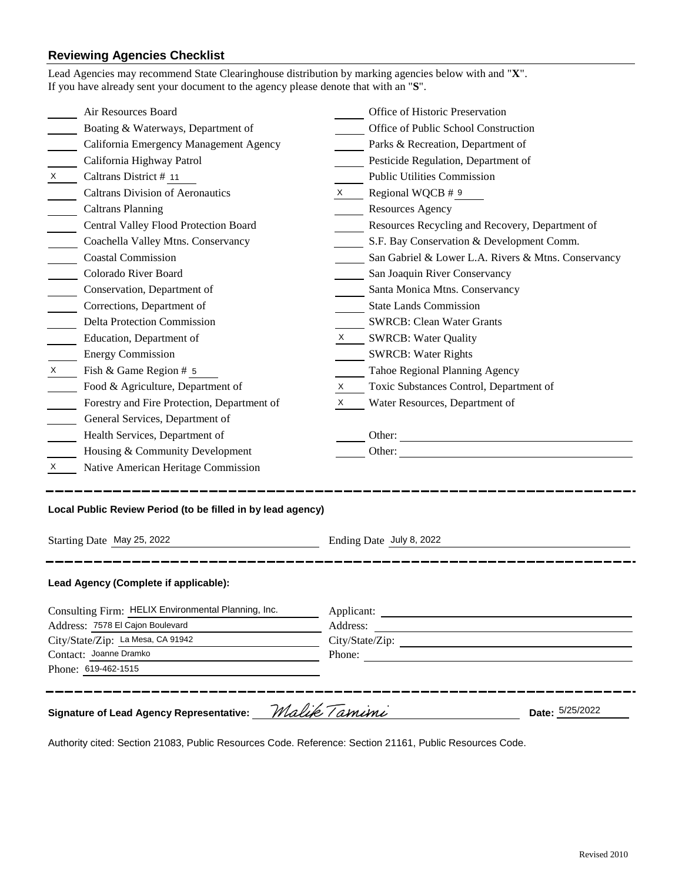## Reviewing Agencies Checklist

Lead Agencies may recommend State Clearinghouse distribution by marking agencies below with and "**X**".
If you have already sent your document to the agency please denote that with an "**S**".

| | | | |
|---|---|---|---|
| | Air Resources Board | | Office of Historic Preservation |
| | Boating & Waterways, Department of | | Office of Public School Construction |
| | California Emergency Management Agency | | Parks & Recreation, Department of |
| | California Highway Patrol | | Pesticide Regulation, Department of |
| X | Caltrans District # 11 | | Public Utilities Commission |
| | Caltrans Division of Aeronautics | X | Regional WQCB # 9 |
| | Caltrans Planning | | Resources Agency |
| | Central Valley Flood Protection Board | | Resources Recycling and Recovery, Department of |
| | Coachella Valley Mtns. Conservancy | | S.F. Bay Conservation & Development Comm. |
| | Coastal Commission | | San Gabriel & Lower L.A. Rivers & Mtns. Conservancy |
| | Colorado River Board | | San Joaquin River Conservancy |
| | Conservation, Department of | | Santa Monica Mtns. Conservancy |
| | Corrections, Department of | | State Lands Commission |
| | Delta Protection Commission | | SWRCB: Clean Water Grants |
| | Education, Department of | X | SWRCB: Water Quality |
| | Energy Commission | | SWRCB: Water Rights |
| X | Fish & Game Region # 5 | | Tahoe Regional Planning Agency |
| | Food & Agriculture, Department of | X | Toxic Substances Control, Department of |
| | Forestry and Fire Protection, Department of | X | Water Resources, Department of |
| | General Services, Department of | | |
| | Health Services, Department of | | Other: |
| | Housing & Community Development | | Other: |
| X | Native American Heritage Commission | | |

---

**Local Public Review Period (to be filled in by lead agency)**

Starting Date May 25, 2022

Ending Date July 8, 2022

---

**Lead Agency (Complete if applicable):**

Consulting Firm: HELIX Environmental Planning, Inc.
Address: 7578 El Cajon Boulevard
City/State/Zip: La Mesa, CA 91942
Contact: Joanne Dramko
Phone: 619-462-1515

Applicant:
Address:
City/State/Zip:
Phone:

---

**Signature of Lead Agency Representative:** *Malik Tamimi* **Date:** 5/25/2022

Authority cited: Section 21083, Public Resources Code. Reference: Section 21161, Public Resources Code.

Revised 2010